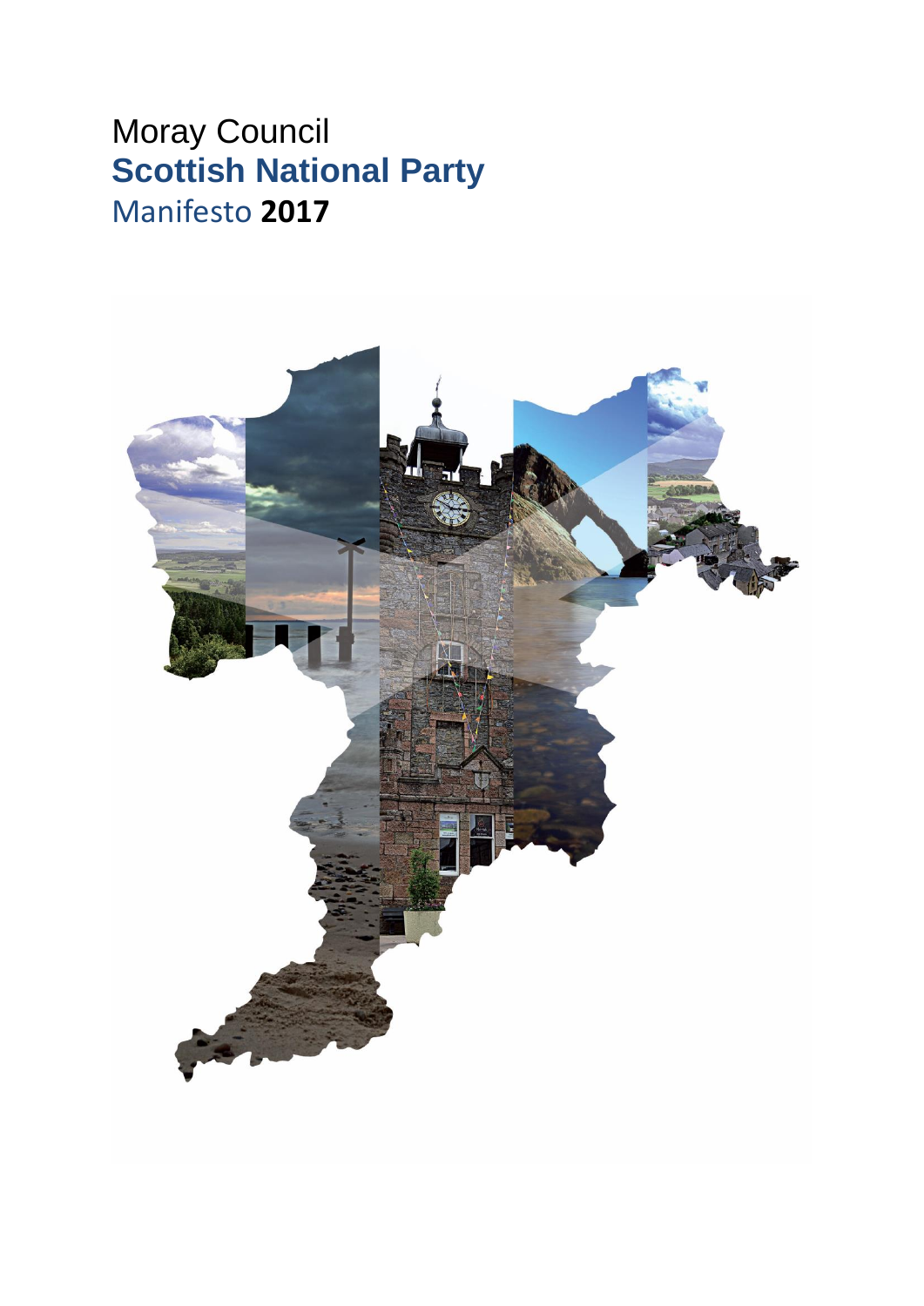Moray Council

# Scottish National Party

Manifesto **2017**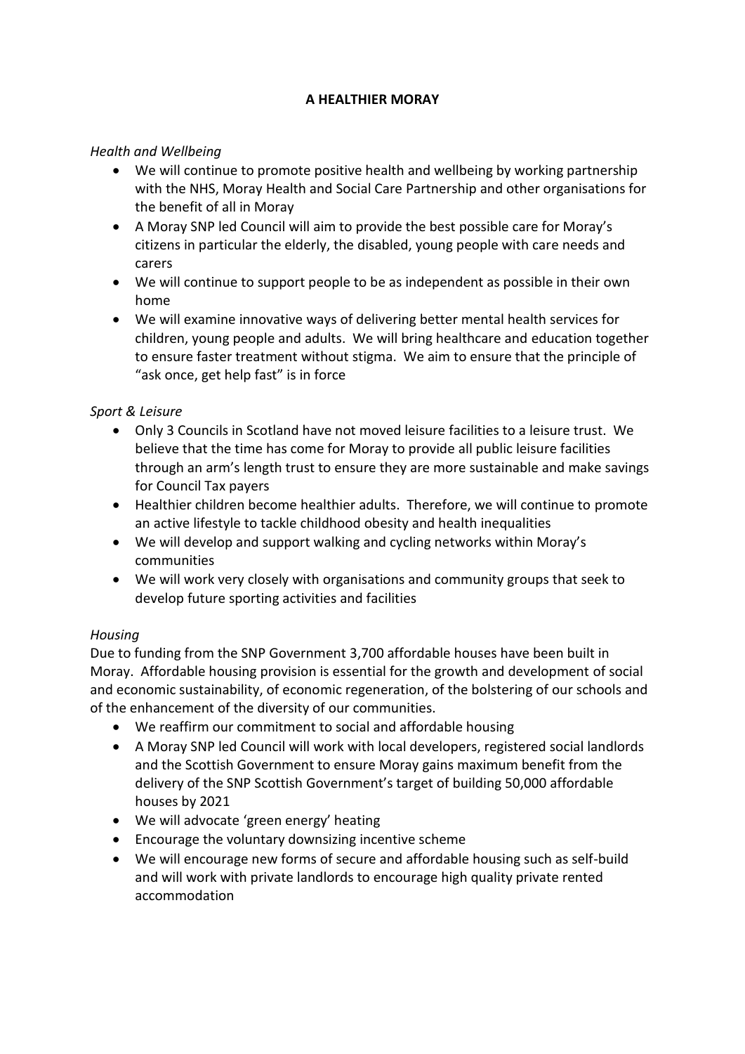# A HEALTHIER MORAY

*Health and Wellbeing*

- We will continue to promote positive health and wellbeing by working partnership with the NHS, Moray Health and Social Care Partnership and other organisations for the benefit of all in Moray
- A Moray SNP led Council will aim to provide the best possible care for Moray's citizens in particular the elderly, the disabled, young people with care needs and carers
- We will continue to support people to be as independent as possible in their own home
- We will examine innovative ways of delivering better mental health services for children, young people and adults. We will bring healthcare and education together to ensure faster treatment without stigma. We aim to ensure that the principle of "ask once, get help fast" is in force

*Sport & Leisure*

- Only 3 Councils in Scotland have not moved leisure facilities to a leisure trust. We believe that the time has come for Moray to provide all public leisure facilities through an arm's length trust to ensure they are more sustainable and make savings for Council Tax payers
- Healthier children become healthier adults. Therefore, we will continue to promote an active lifestyle to tackle childhood obesity and health inequalities
- We will develop and support walking and cycling networks within Moray's communities
- We will work very closely with organisations and community groups that seek to develop future sporting activities and facilities

*Housing*

Due to funding from the SNP Government 3,700 affordable houses have been built in Moray. Affordable housing provision is essential for the growth and development of social and economic sustainability, of economic regeneration, of the bolstering of our schools and of the enhancement of the diversity of our communities.

- We reaffirm our commitment to social and affordable housing
- A Moray SNP led Council will work with local developers, registered social landlords and the Scottish Government to ensure Moray gains maximum benefit from the delivery of the SNP Scottish Government's target of building 50,000 affordable houses by 2021
- We will advocate 'green energy' heating
- Encourage the voluntary downsizing incentive scheme
- We will encourage new forms of secure and affordable housing such as self-build and will work with private landlords to encourage high quality private rented accommodation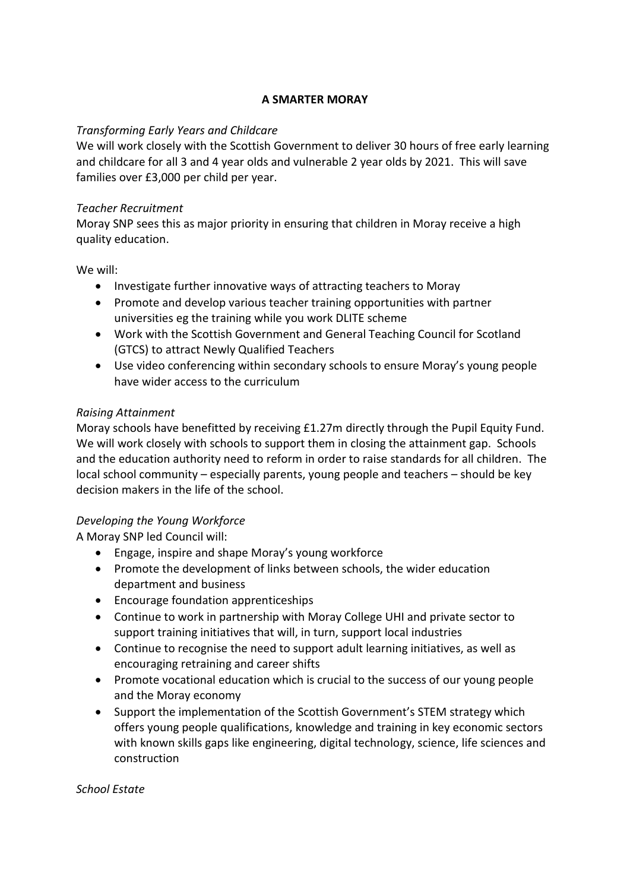## A SMARTER MORAY

*Transforming Early Years and Childcare*

We will work closely with the Scottish Government to deliver 30 hours of free early learning and childcare for all 3 and 4 year olds and vulnerable 2 year olds by 2021. This will save families over £3,000 per child per year.

*Teacher Recruitment*

Moray SNP sees this as major priority in ensuring that children in Moray receive a high quality education.

We will:

- Investigate further innovative ways of attracting teachers to Moray
- Promote and develop various teacher training opportunities with partner universities eg the training while you work DLITE scheme
- Work with the Scottish Government and General Teaching Council for Scotland (GTCS) to attract Newly Qualified Teachers
- Use video conferencing within secondary schools to ensure Moray's young people have wider access to the curriculum

*Raising Attainment*

Moray schools have benefitted by receiving £1.27m directly through the Pupil Equity Fund. We will work closely with schools to support them in closing the attainment gap. Schools and the education authority need to reform in order to raise standards for all children. The local school community – especially parents, young people and teachers – should be key decision makers in the life of the school.

*Developing the Young Workforce*

A Moray SNP led Council will:

- Engage, inspire and shape Moray's young workforce
- Promote the development of links between schools, the wider education department and business
- Encourage foundation apprenticeships
- Continue to work in partnership with Moray College UHI and private sector to support training initiatives that will, in turn, support local industries
- Continue to recognise the need to support adult learning initiatives, as well as encouraging retraining and career shifts
- Promote vocational education which is crucial to the success of our young people and the Moray economy
- Support the implementation of the Scottish Government's STEM strategy which offers young people qualifications, knowledge and training in key economic sectors with known skills gaps like engineering, digital technology, science, life sciences and construction

*School Estate*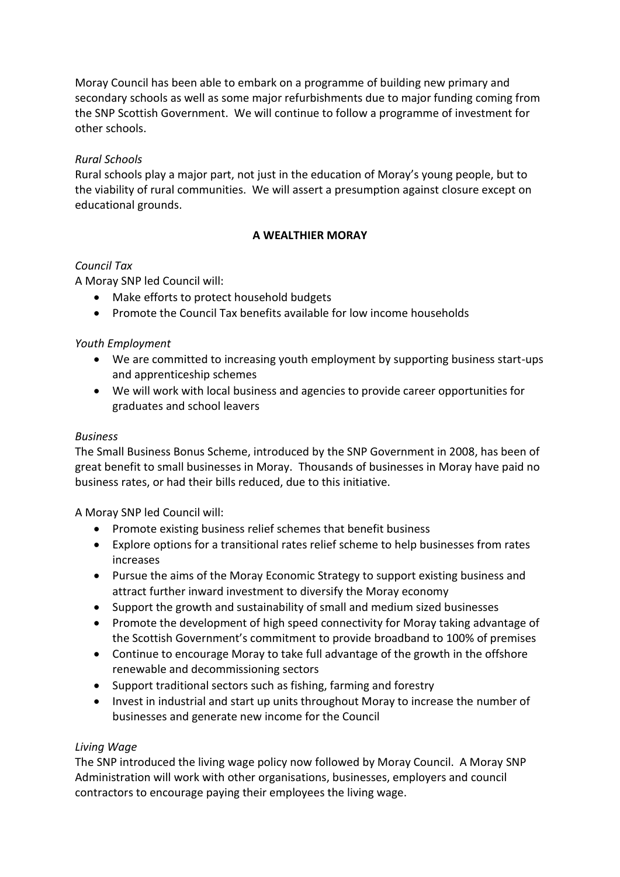Moray Council has been able to embark on a programme of building new primary and secondary schools as well as some major refurbishments due to major funding coming from the SNP Scottish Government. We will continue to follow a programme of investment for other schools.

*Rural Schools*

Rural schools play a major part, not just in the education of Moray's young people, but to the viability of rural communities. We will assert a presumption against closure except on educational grounds.

## A WEALTHIER MORAY

*Council Tax*

A Moray SNP led Council will:

- Make efforts to protect household budgets
- Promote the Council Tax benefits available for low income households

*Youth Employment*

- We are committed to increasing youth employment by supporting business start-ups and apprenticeship schemes
- We will work with local business and agencies to provide career opportunities for graduates and school leavers

*Business*

The Small Business Bonus Scheme, introduced by the SNP Government in 2008, has been of great benefit to small businesses in Moray. Thousands of businesses in Moray have paid no business rates, or had their bills reduced, due to this initiative.

A Moray SNP led Council will:

- Promote existing business relief schemes that benefit business
- Explore options for a transitional rates relief scheme to help businesses from rates increases
- Pursue the aims of the Moray Economic Strategy to support existing business and attract further inward investment to diversify the Moray economy
- Support the growth and sustainability of small and medium sized businesses
- Promote the development of high speed connectivity for Moray taking advantage of the Scottish Government's commitment to provide broadband to 100% of premises
- Continue to encourage Moray to take full advantage of the growth in the offshore renewable and decommissioning sectors
- Support traditional sectors such as fishing, farming and forestry
- Invest in industrial and start up units throughout Moray to increase the number of businesses and generate new income for the Council

*Living Wage*

The SNP introduced the living wage policy now followed by Moray Council. A Moray SNP Administration will work with other organisations, businesses, employers and council contractors to encourage paying their employees the living wage.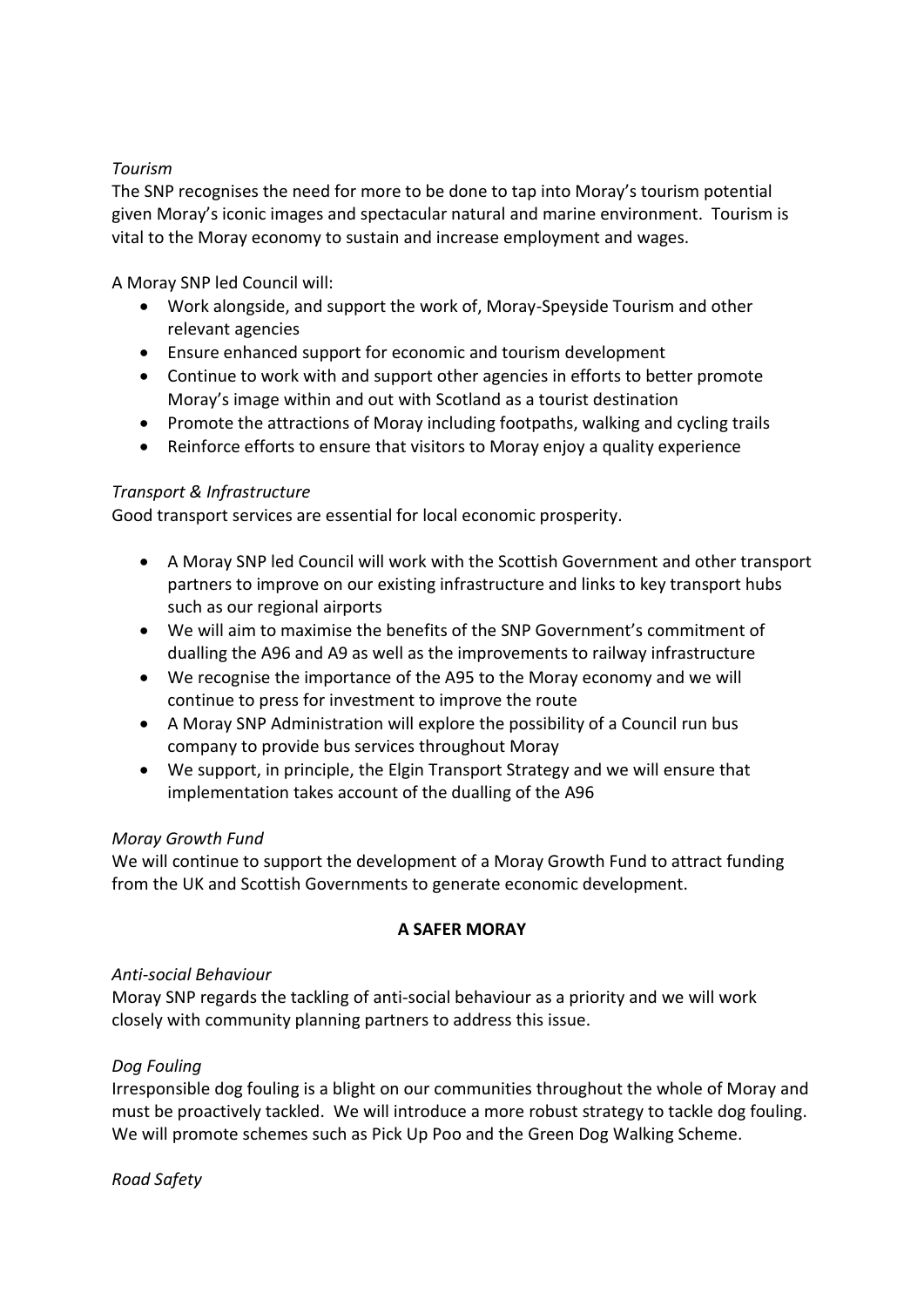*Tourism*

The SNP recognises the need for more to be done to tap into Moray's tourism potential given Moray's iconic images and spectacular natural and marine environment. Tourism is vital to the Moray economy to sustain and increase employment and wages.

A Moray SNP led Council will:

- Work alongside, and support the work of, Moray-Speyside Tourism and other relevant agencies
- Ensure enhanced support for economic and tourism development
- Continue to work with and support other agencies in efforts to better promote Moray's image within and out with Scotland as a tourist destination
- Promote the attractions of Moray including footpaths, walking and cycling trails
- Reinforce efforts to ensure that visitors to Moray enjoy a quality experience

*Transport & Infrastructure*

Good transport services are essential for local economic prosperity.

- A Moray SNP led Council will work with the Scottish Government and other transport partners to improve on our existing infrastructure and links to key transport hubs such as our regional airports
- We will aim to maximise the benefits of the SNP Government's commitment of dualling the A96 and A9 as well as the improvements to railway infrastructure
- We recognise the importance of the A95 to the Moray economy and we will continue to press for investment to improve the route
- A Moray SNP Administration will explore the possibility of a Council run bus company to provide bus services throughout Moray
- We support, in principle, the Elgin Transport Strategy and we will ensure that implementation takes account of the dualling of the A96

*Moray Growth Fund*

We will continue to support the development of a Moray Growth Fund to attract funding from the UK and Scottish Governments to generate economic development.

**A SAFER MORAY**

*Anti-social Behaviour*

Moray SNP regards the tackling of anti-social behaviour as a priority and we will work closely with community planning partners to address this issue.

*Dog Fouling*

Irresponsible dog fouling is a blight on our communities throughout the whole of Moray and must be proactively tackled. We will introduce a more robust strategy to tackle dog fouling. We will promote schemes such as Pick Up Poo and the Green Dog Walking Scheme.

*Road Safety*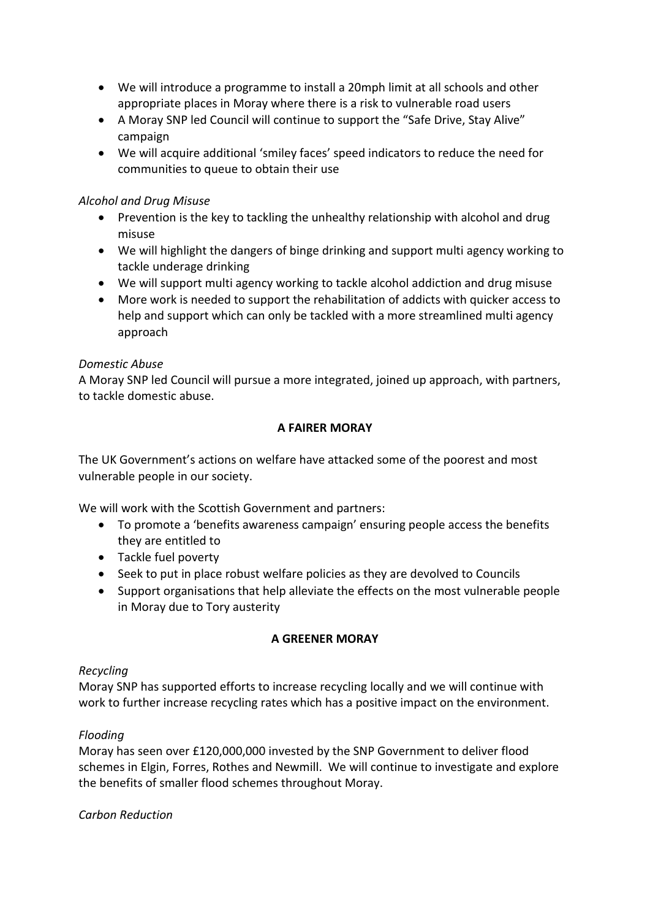- We will introduce a programme to install a 20mph limit at all schools and other appropriate places in Moray where there is a risk to vulnerable road users
- A Moray SNP led Council will continue to support the "Safe Drive, Stay Alive" campaign
- We will acquire additional 'smiley faces' speed indicators to reduce the need for communities to queue to obtain their use

*Alcohol and Drug Misuse*

- Prevention is the key to tackling the unhealthy relationship with alcohol and drug misuse
- We will highlight the dangers of binge drinking and support multi agency working to tackle underage drinking
- We will support multi agency working to tackle alcohol addiction and drug misuse
- More work is needed to support the rehabilitation of addicts with quicker access to help and support which can only be tackled with a more streamlined multi agency approach

*Domestic Abuse*

A Moray SNP led Council will pursue a more integrated, joined up approach, with partners, to tackle domestic abuse.

## A FAIRER MORAY

The UK Government's actions on welfare have attacked some of the poorest and most vulnerable people in our society.

We will work with the Scottish Government and partners:

- To promote a 'benefits awareness campaign' ensuring people access the benefits they are entitled to
- Tackle fuel poverty
- Seek to put in place robust welfare policies as they are devolved to Councils
- Support organisations that help alleviate the effects on the most vulnerable people in Moray due to Tory austerity

## A GREENER MORAY

*Recycling*

Moray SNP has supported efforts to increase recycling locally and we will continue with work to further increase recycling rates which has a positive impact on the environment.

*Flooding*

Moray has seen over £120,000,000 invested by the SNP Government to deliver flood schemes in Elgin, Forres, Rothes and Newmill. We will continue to investigate and explore the benefits of smaller flood schemes throughout Moray.

*Carbon Reduction*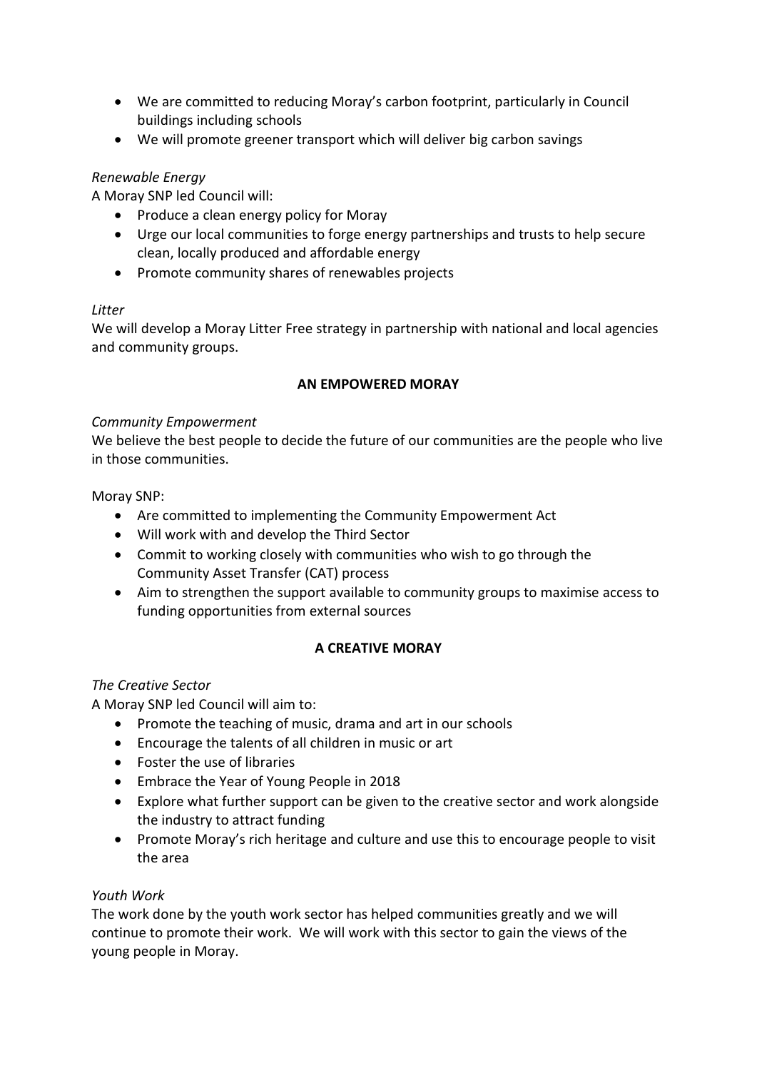- We are committed to reducing Moray's carbon footprint, particularly in Council buildings including schools
- We will promote greener transport which will deliver big carbon savings

*Renewable Energy*

A Moray SNP led Council will:

- Produce a clean energy policy for Moray
- Urge our local communities to forge energy partnerships and trusts to help secure clean, locally produced and affordable energy
- Promote community shares of renewables projects

*Litter*

We will develop a Moray Litter Free strategy in partnership with national and local agencies and community groups.

## AN EMPOWERED MORAY

*Community Empowerment*

We believe the best people to decide the future of our communities are the people who live in those communities.

Moray SNP:

- Are committed to implementing the Community Empowerment Act
- Will work with and develop the Third Sector
- Commit to working closely with communities who wish to go through the Community Asset Transfer (CAT) process
- Aim to strengthen the support available to community groups to maximise access to funding opportunities from external sources

## A CREATIVE MORAY

*The Creative Sector*

A Moray SNP led Council will aim to:

- Promote the teaching of music, drama and art in our schools
- Encourage the talents of all children in music or art
- Foster the use of libraries
- Embrace the Year of Young People in 2018
- Explore what further support can be given to the creative sector and work alongside the industry to attract funding
- Promote Moray's rich heritage and culture and use this to encourage people to visit the area

*Youth Work*

The work done by the youth work sector has helped communities greatly and we will continue to promote their work. We will work with this sector to gain the views of the young people in Moray.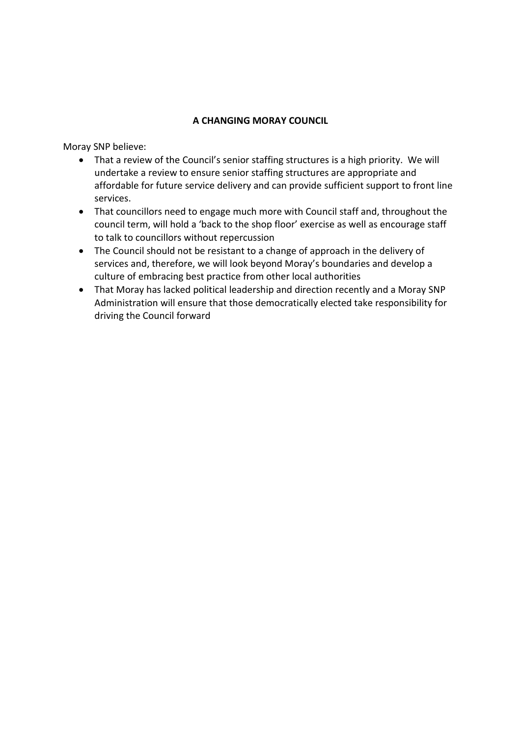## A CHANGING MORAY COUNCIL

Moray SNP believe:

- That a review of the Council's senior staffing structures is a high priority. We will undertake a review to ensure senior staffing structures are appropriate and affordable for future service delivery and can provide sufficient support to front line services.
- That councillors need to engage much more with Council staff and, throughout the council term, will hold a 'back to the shop floor' exercise as well as encourage staff to talk to councillors without repercussion
- The Council should not be resistant to a change of approach in the delivery of services and, therefore, we will look beyond Moray's boundaries and develop a culture of embracing best practice from other local authorities
- That Moray has lacked political leadership and direction recently and a Moray SNP Administration will ensure that those democratically elected take responsibility for driving the Council forward